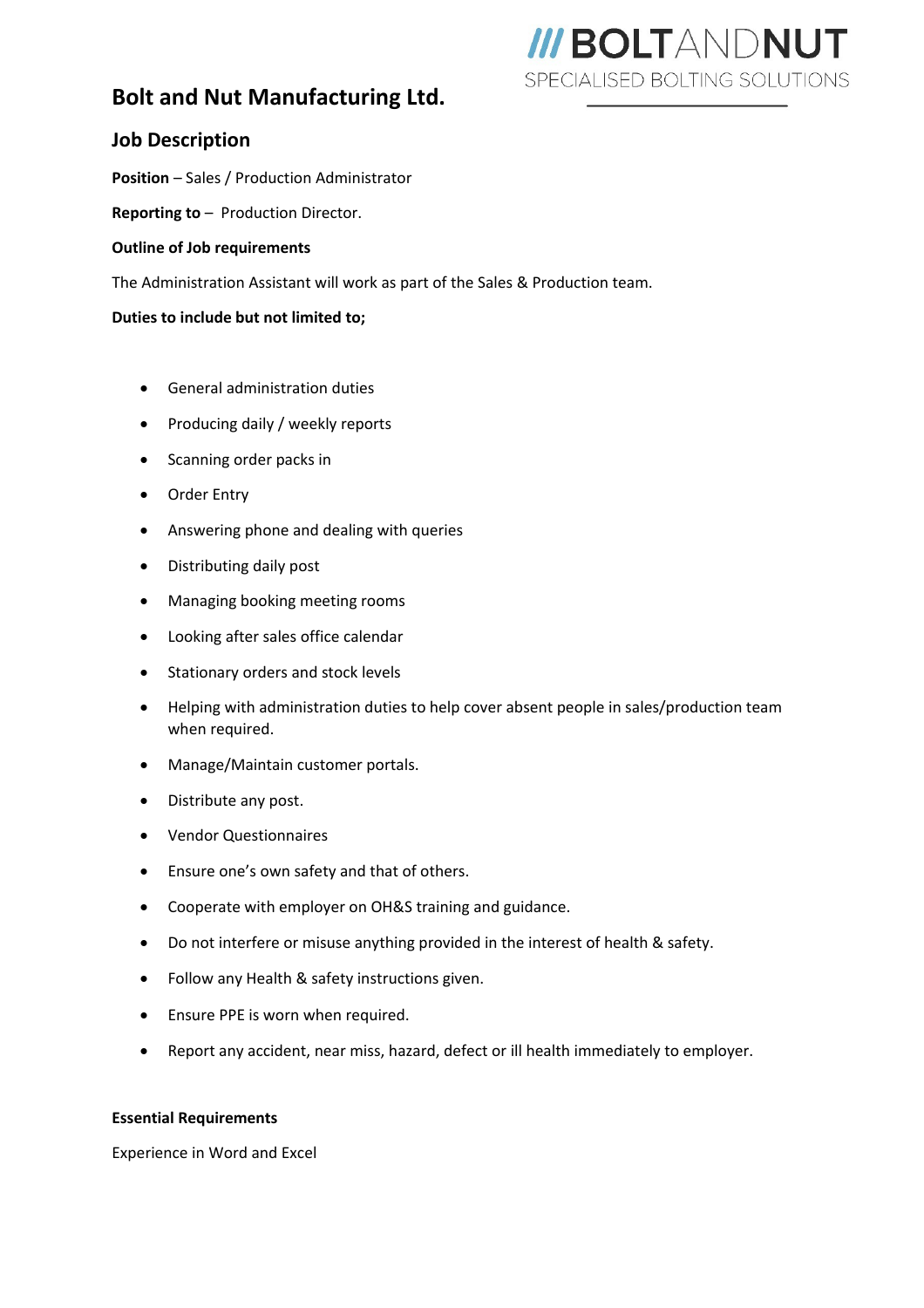**/// BOLTANDNUT**
SPECIALISED BOLTING SOLUTIONS

# Bolt and Nut Manufacturing Ltd.

## Job Description

**Position** – Sales / Production Administrator

**Reporting to** – Production Director.

**Outline of Job requirements**

The Administration Assistant will work as part of the Sales & Production team.

**Duties to include but not limited to;**

- General administration duties
- Producing daily / weekly reports
- Scanning order packs in
- Order Entry
- Answering phone and dealing with queries
- Distributing daily post
- Managing booking meeting rooms
- Looking after sales office calendar
- Stationary orders and stock levels
- Helping with administration duties to help cover absent people in sales/production team when required.
- Manage/Maintain customer portals.
- Distribute any post.
- Vendor Questionnaires
- Ensure one's own safety and that of others.
- Cooperate with employer on OH&S training and guidance.
- Do not interfere or misuse anything provided in the interest of health & safety.
- Follow any Health & safety instructions given.
- Ensure PPE is worn when required.
- Report any accident, near miss, hazard, defect or ill health immediately to employer.

**Essential Requirements**

Experience in Word and Excel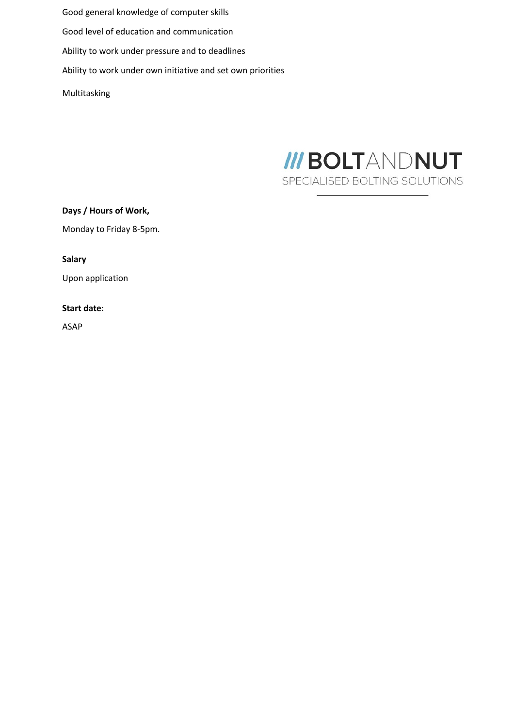Good general knowledge of computer skills

Good level of education and communication

Ability to work under pressure and to deadlines

Ability to work under own initiative and set own priorities

Multitasking

///BOLTANDNUT
SPECIALISED BOLTING SOLUTIONS

**Days / Hours of Work,**

Monday to Friday 8-5pm.

**Salary**

Upon application

**Start date:**

ASAP